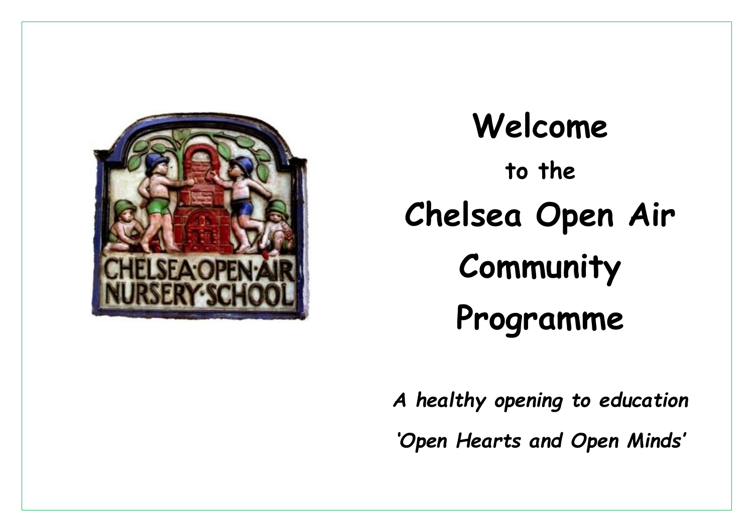# Welcome

## to the

# Chelsea Open Air Community Programme

***A healthy opening to education***

***'Open Hearts and Open Minds'***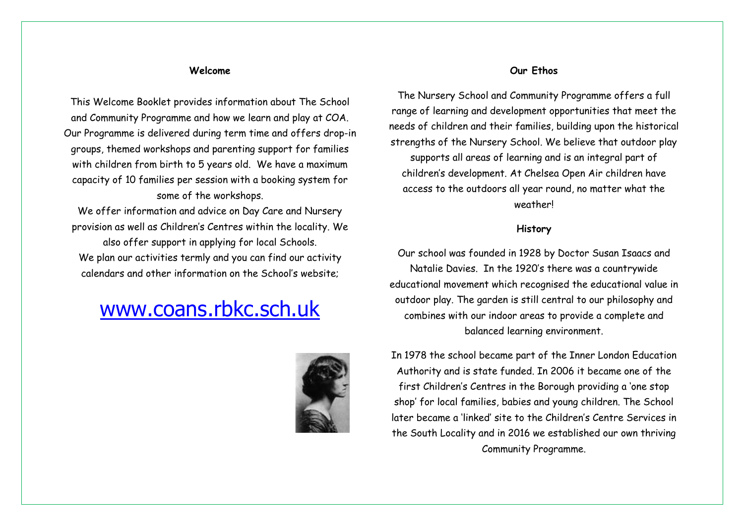## Welcome

This Welcome Booklet provides information about The School and Community Programme and how we learn and play at COA. Our Programme is delivered during term time and offers drop-in groups, themed workshops and parenting support for families with children from birth to 5 years old. We have a maximum capacity of 10 families per session with a booking system for some of the workshops.

We offer information and advice on Day Care and Nursery provision as well as Children's Centres within the locality. We also offer support in applying for local Schools.

We plan our activities termly and you can find our activity calendars and other information on the School's website;

# www.coans.rbkc.sch.uk

## Our Ethos

The Nursery School and Community Programme offers a full range of learning and development opportunities that meet the needs of children and their families, building upon the historical strengths of the Nursery School. We believe that outdoor play supports all areas of learning and is an integral part of children's development. At Chelsea Open Air children have access to the outdoors all year round, no matter what the weather!

## History

Our school was founded in 1928 by Doctor Susan Isaacs and Natalie Davies. In the 1920's there was a countrywide educational movement which recognised the educational value in outdoor play. The garden is still central to our philosophy and combines with our indoor areas to provide a complete and balanced learning environment.

In 1978 the school became part of the Inner London Education Authority and is state funded. In 2006 it became one of the first Children's Centres in the Borough providing a 'one stop shop' for local families, babies and young children. The School later became a 'linked' site to the Children's Centre Services in the South Locality and in 2016 we established our own thriving Community Programme.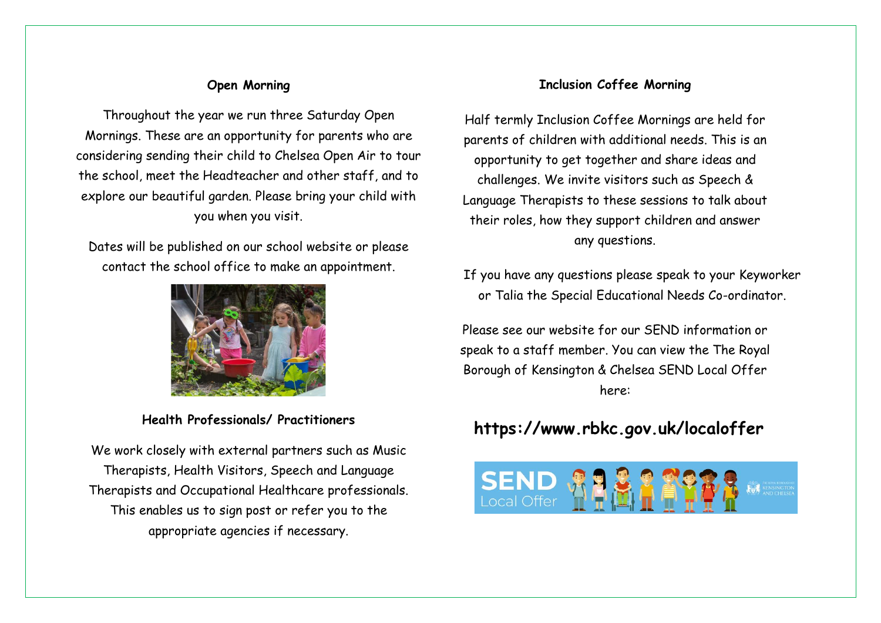### Open Morning

Throughout the year we run three Saturday Open Mornings. These are an opportunity for parents who are considering sending their child to Chelsea Open Air to tour the school, meet the Headteacher and other staff, and to explore our beautiful garden. Please bring your child with you when you visit.

Dates will be published on our school website or please contact the school office to make an appointment.

### Health Professionals/ Practitioners

We work closely with external partners such as Music Therapists, Health Visitors, Speech and Language Therapists and Occupational Healthcare professionals. This enables us to sign post or refer you to the appropriate agencies if necessary.

### Inclusion Coffee Morning

Half termly Inclusion Coffee Mornings are held for parents of children with additional needs. This is an opportunity to get together and share ideas and challenges. We invite visitors such as Speech & Language Therapists to these sessions to talk about their roles, how they support children and answer any questions.

If you have any questions please speak to your Keyworker or Talia the Special Educational Needs Co-ordinator.

Please see our website for our SEND information or speak to a staff member. You can view the The Royal Borough of Kensington & Chelsea SEND Local Offer here:

## https://www.rbkc.gov.uk/localoffer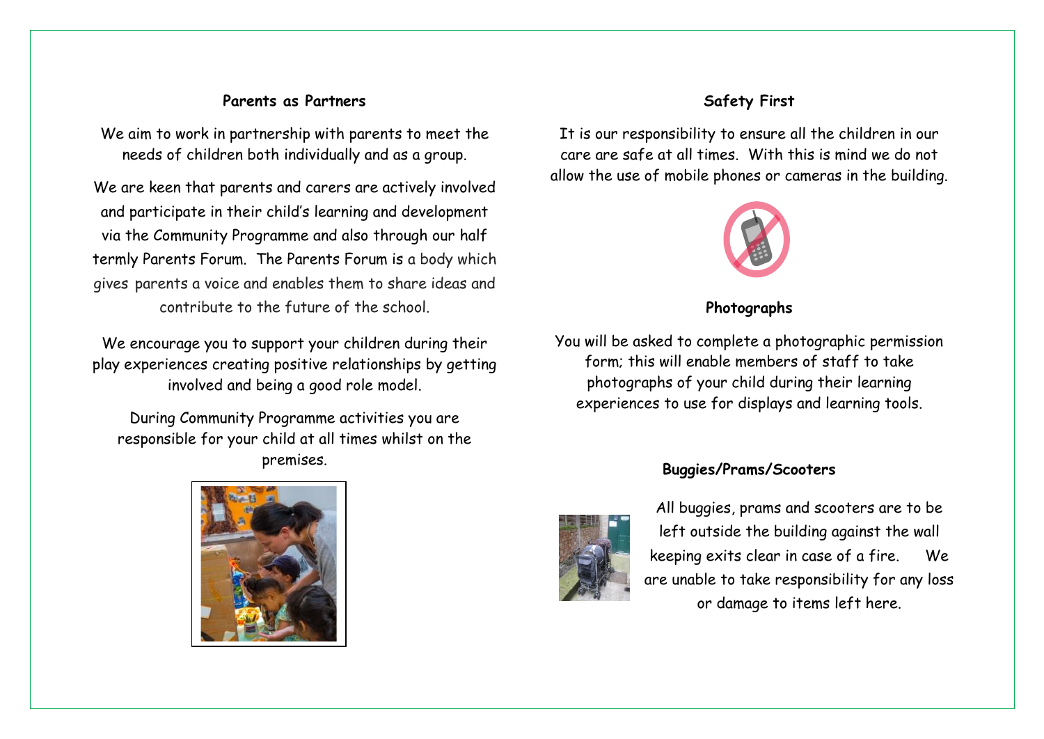## Parents as Partners

We aim to work in partnership with parents to meet the needs of children both individually and as a group.

We are keen that parents and carers are actively involved and participate in their child's learning and development via the Community Programme and also through our half termly Parents Forum. The Parents Forum is a body which gives parents a voice and enables them to share ideas and contribute to the future of the school.

We encourage you to support your children during their play experiences creating positive relationships by getting involved and being a good role model.

During Community Programme activities you are responsible for your child at all times whilst on the premises.

## Safety First

It is our responsibility to ensure all the children in our care are safe at all times. With this is mind we do not allow the use of mobile phones or cameras in the building.

## Photographs

You will be asked to complete a photographic permission form; this will enable members of staff to take photographs of your child during their learning experiences to use for displays and learning tools.

## Buggies/Prams/Scooters

All buggies, prams and scooters are to be left outside the building against the wall keeping exits clear in case of a fire. We are unable to take responsibility for any loss or damage to items left here.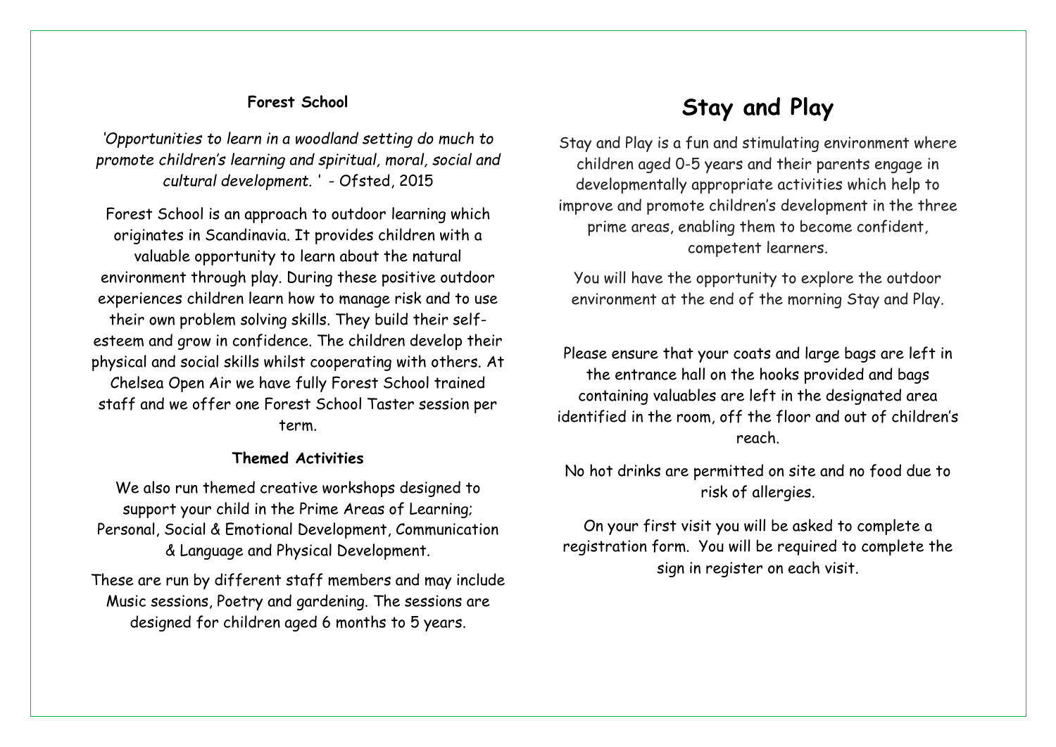### Forest School

*'Opportunities to learn in a woodland setting do much to promote children's learning and spiritual, moral, social and cultural development. '* - Ofsted, 2015

Forest School is an approach to outdoor learning which originates in Scandinavia. It provides children with a valuable opportunity to learn about the natural environment through play. During these positive outdoor experiences children learn how to manage risk and to use their own problem solving skills. They build their self-esteem and grow in confidence. The children develop their physical and social skills whilst cooperating with others. At Chelsea Open Air we have fully Forest School trained staff and we offer one Forest School Taster session per term.

### Themed Activities

We also run themed creative workshops designed to support your child in the Prime Areas of Learning; Personal, Social & Emotional Development, Communication & Language and Physical Development.

These are run by different staff members and may include Music sessions, Poetry and gardening. The sessions are designed for children aged 6 months to 5 years.

# Stay and Play

Stay and Play is a fun and stimulating environment where children aged 0-5 years and their parents engage in developmentally appropriate activities which help to improve and promote children's development in the three prime areas, enabling them to become confident, competent learners.

You will have the opportunity to explore the outdoor environment at the end of the morning Stay and Play.

Please ensure that your coats and large bags are left in the entrance hall on the hooks provided and bags containing valuables are left in the designated area identified in the room, off the floor and out of children's reach.

No hot drinks are permitted on site and no food due to risk of allergies.

On your first visit you will be asked to complete a registration form. You will be required to complete the sign in register on each visit.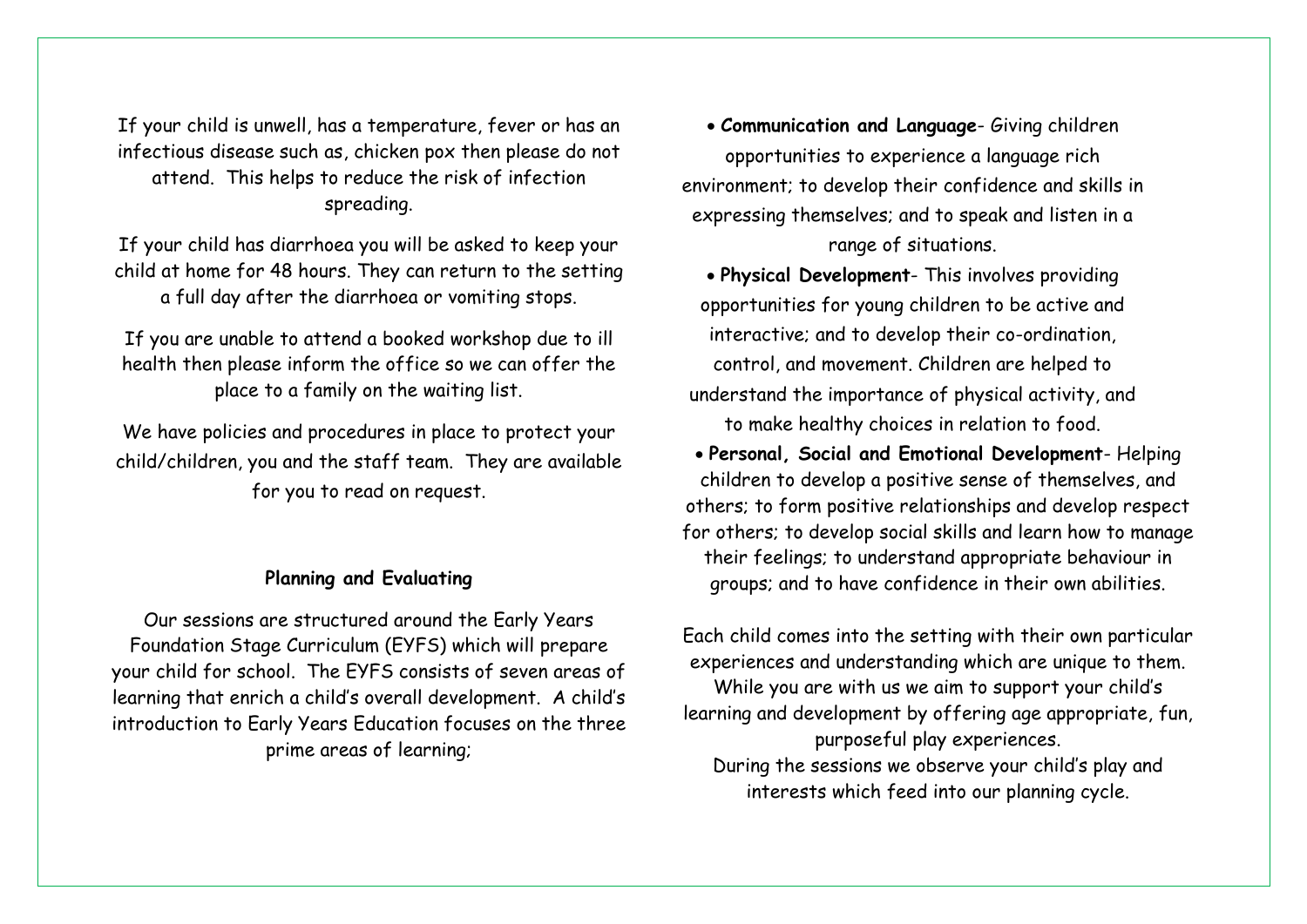If your child is unwell, has a temperature, fever or has an infectious disease such as, chicken pox then please do not attend. This helps to reduce the risk of infection spreading.

If your child has diarrhoea you will be asked to keep your child at home for 48 hours. They can return to the setting a full day after the diarrhoea or vomiting stops.

If you are unable to attend a booked workshop due to ill health then please inform the office so we can offer the place to a family on the waiting list.

We have policies and procedures in place to protect your child/children, you and the staff team. They are available for you to read on request.

**Planning and Evaluating**

Our sessions are structured around the Early Years Foundation Stage Curriculum (EYFS) which will prepare your child for school. The EYFS consists of seven areas of learning that enrich a child's overall development. A child's introduction to Early Years Education focuses on the three prime areas of learning;

- **Communication and Language**- Giving children opportunities to experience a language rich environment; to develop their confidence and skills in expressing themselves; and to speak and listen in a range of situations.
- **Physical Development**- This involves providing opportunities for young children to be active and interactive; and to develop their co-ordination, control, and movement. Children are helped to understand the importance of physical activity, and to make healthy choices in relation to food.
- **Personal, Social and Emotional Development**- Helping children to develop a positive sense of themselves, and others; to form positive relationships and develop respect for others; to develop social skills and learn how to manage their feelings; to understand appropriate behaviour in groups; and to have confidence in their own abilities.

Each child comes into the setting with their own particular experiences and understanding which are unique to them. While you are with us we aim to support your child's learning and development by offering age appropriate, fun, purposeful play experiences.

During the sessions we observe your child's play and interests which feed into our planning cycle.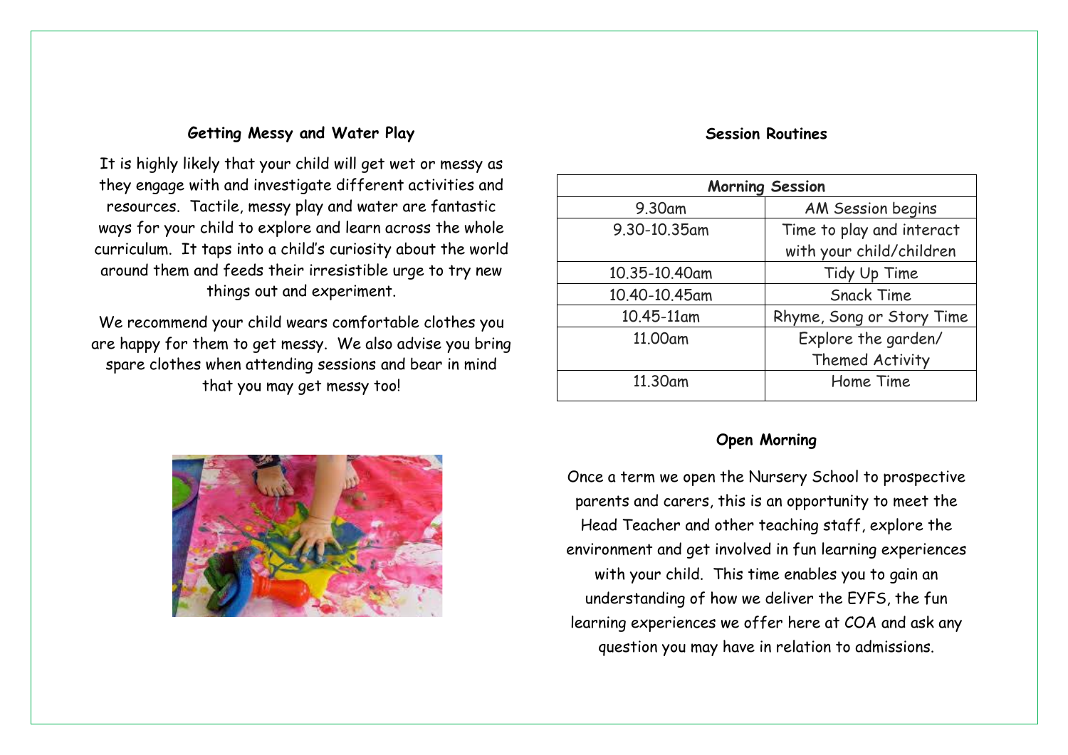## Getting Messy and Water Play

It is highly likely that your child will get wet or messy as they engage with and investigate different activities and resources. Tactile, messy play and water are fantastic ways for your child to explore and learn across the whole curriculum. It taps into a child's curiosity about the world around them and feeds their irresistible urge to try new things out and experiment.

We recommend your child wears comfortable clothes you are happy for them to get messy. We also advise you bring spare clothes when attending sessions and bear in mind that you may get messy too!

## Session Routines

| Morning Session | |
|---|---|
| 9.30am | AM Session begins |
| 9.30-10.35am | Time to play and interact with your child/children |
| 10.35-10.40am | Tidy Up Time |
| 10.40-10.45am | Snack Time |
| 10.45-11am | Rhyme, Song or Story Time |
| 11.00am | Explore the garden/ Themed Activity |
| 11.30am | Home Time |

## Open Morning

Once a term we open the Nursery School to prospective parents and carers, this is an opportunity to meet the Head Teacher and other teaching staff, explore the environment and get involved in fun learning experiences with your child. This time enables you to gain an understanding of how we deliver the EYFS, the fun learning experiences we offer here at COA and ask any question you may have in relation to admissions.